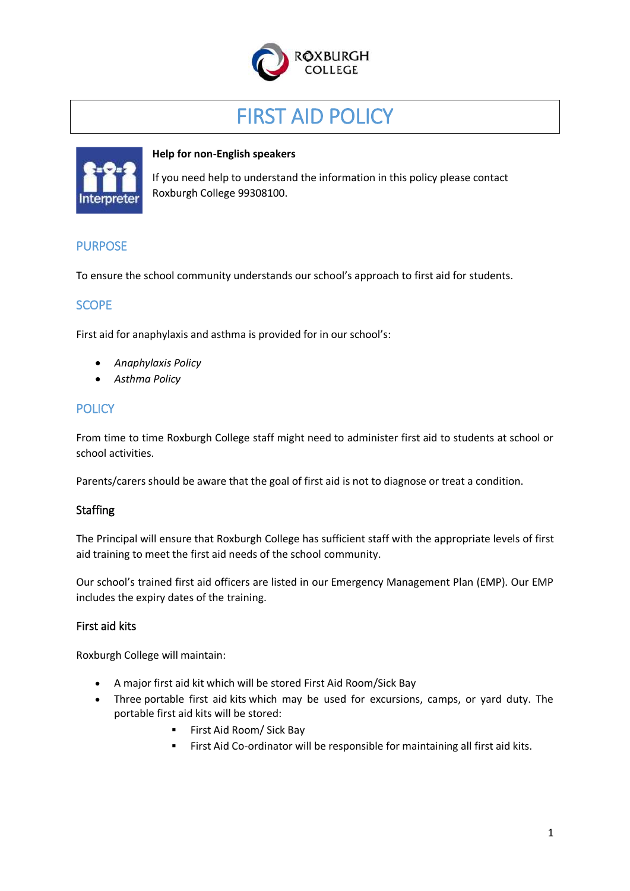# FIRST AID POLICY

**Help for non-English speakers**

If you need help to understand the information in this policy please contact Roxburgh College 99308100.

## PURPOSE

To ensure the school community understands our school's approach to first aid for students.

## SCOPE

First aid for anaphylaxis and asthma is provided for in our school's:

- *Anaphylaxis Policy*
- *Asthma Policy*

## POLICY

From time to time Roxburgh College staff might need to administer first aid to students at school or school activities.

Parents/carers should be aware that the goal of first aid is not to diagnose or treat a condition.

### Staffing

The Principal will ensure that Roxburgh College has sufficient staff with the appropriate levels of first aid training to meet the first aid needs of the school community.

Our school's trained first aid officers are listed in our Emergency Management Plan (EMP). Our EMP includes the expiry dates of the training.

### First aid kits

Roxburgh College will maintain:

- A major first aid kit which will be stored First Aid Room/Sick Bay
- Three portable first aid kits which may be used for excursions, camps, or yard duty. The portable first aid kits will be stored:
    - First Aid Room/ Sick Bay
    - First Aid Co-ordinator will be responsible for maintaining all first aid kits.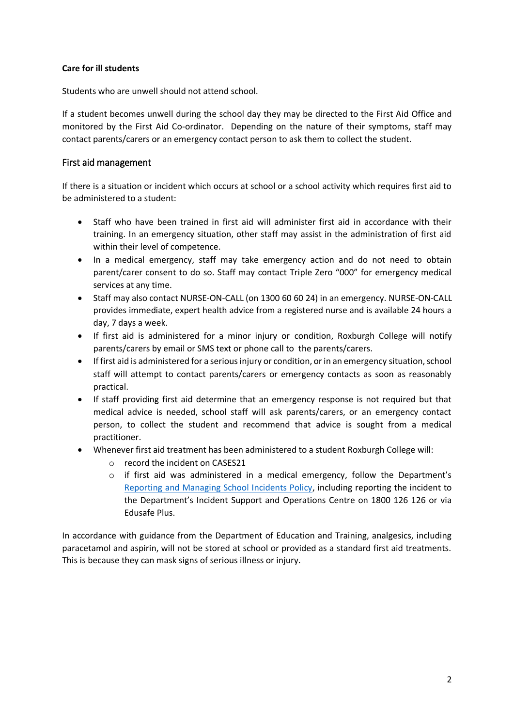**Care for ill students**

Students who are unwell should not attend school.

If a student becomes unwell during the school day they may be directed to the First Aid Office and monitored by the First Aid Co-ordinator. Depending on the nature of their symptoms, staff may contact parents/carers or an emergency contact person to ask them to collect the student.

## First aid management

If there is a situation or incident which occurs at school or a school activity which requires first aid to be administered to a student:

- Staff who have been trained in first aid will administer first aid in accordance with their training. In an emergency situation, other staff may assist in the administration of first aid within their level of competence.
- In a medical emergency, staff may take emergency action and do not need to obtain parent/carer consent to do so. Staff may contact Triple Zero "000" for emergency medical services at any time.
- Staff may also contact NURSE-ON-CALL (on 1300 60 60 24) in an emergency. NURSE-ON-CALL provides immediate, expert health advice from a registered nurse and is available 24 hours a day, 7 days a week.
- If first aid is administered for a minor injury or condition, Roxburgh College will notify parents/carers by email or SMS text or phone call to the parents/carers.
- If first aid is administered for a serious injury or condition, or in an emergency situation, school staff will attempt to contact parents/carers or emergency contacts as soon as reasonably practical.
- If staff providing first aid determine that an emergency response is not required but that medical advice is needed, school staff will ask parents/carers, or an emergency contact person, to collect the student and recommend that advice is sought from a medical practitioner.
- Whenever first aid treatment has been administered to a student Roxburgh College will:
    - record the incident on CASES21
    - if first aid was administered in a medical emergency, follow the Department's Reporting and Managing School Incidents Policy, including reporting the incident to the Department's Incident Support and Operations Centre on 1800 126 126 or via Edusafe Plus.

In accordance with guidance from the Department of Education and Training, analgesics, including paracetamol and aspirin, will not be stored at school or provided as a standard first aid treatments. This is because they can mask signs of serious illness or injury.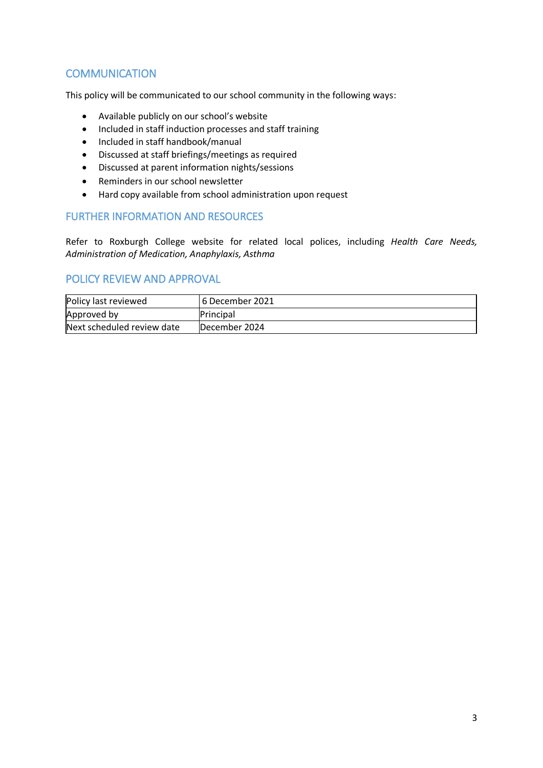## COMMUNICATION

This policy will be communicated to our school community in the following ways:

- Available publicly on our school's website
- Included in staff induction processes and staff training
- Included in staff handbook/manual
- Discussed at staff briefings/meetings as required
- Discussed at parent information nights/sessions
- Reminders in our school newsletter
- Hard copy available from school administration upon request

## FURTHER INFORMATION AND RESOURCES

Refer to Roxburgh College website for related local polices, including *Health Care Needs, Administration of Medication, Anaphylaxis, Asthma*

## POLICY REVIEW AND APPROVAL

| | |
|---|---|
| Policy last reviewed | 6 December 2021 |
| Approved by | Principal |
| Next scheduled review date | December 2024 |